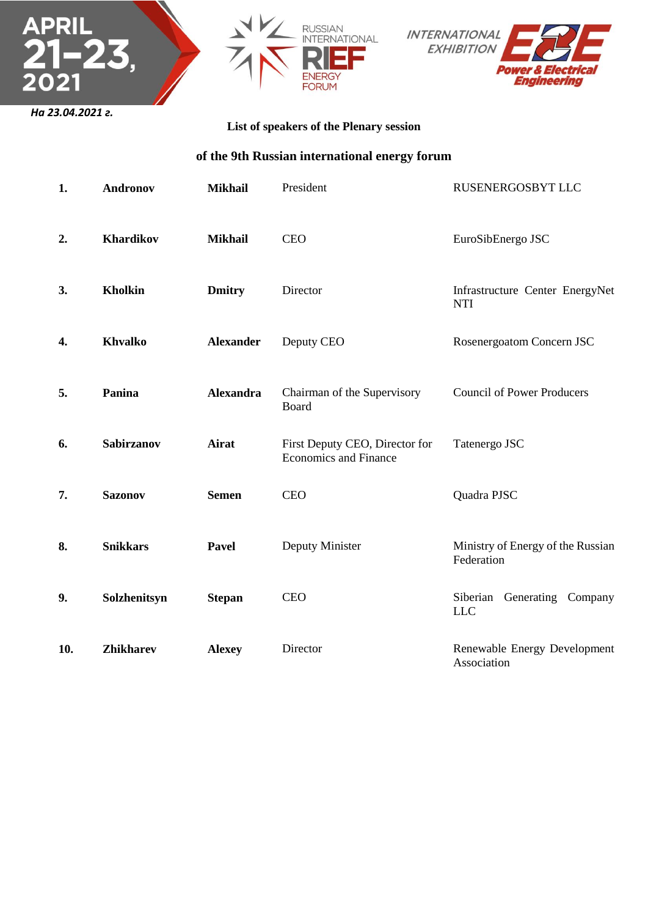APRIL 21–23, 2021

RUSSIAN INTERNATIONAL RIEF ENERGY FORUM

INTERNATIONAL EXHIBITION E2E Power & Electrical Engineering

*На 23.04.2021 г.*

**List of speakers of the Plenary session**

**of the 9th Russian international energy forum**

| | | | | |
|---|---|---|---|---|
| **1.** | **Andronov** | **Mikhail** | President | RUSENERGOSBYT LLC |
| **2.** | **Khardikov** | **Mikhail** | CEO | EuroSibEnergo JSC |
| **3.** | **Kholkin** | **Dmitry** | Director | Infrastructure Center EnergyNet NTI |
| **4.** | **Khvalko** | **Alexander** | Deputy CEO | Rosenergoatom Concern JSC |
| **5.** | **Panina** | **Alexandra** | Chairman of the Supervisory Board | Council of Power Producers |
| **6.** | **Sabirzanov** | **Airat** | First Deputy CEO, Director for Economics and Finance | Tatenergo JSC |
| **7.** | **Sazonov** | **Semen** | CEO | Quadra PJSC |
| **8.** | **Snikkars** | **Pavel** | Deputy Minister | Ministry of Energy of the Russian Federation |
| **9.** | **Solzhenitsyn** | **Stepan** | CEO | Siberian Generating Company LLC |
| **10.** | **Zhikharev** | **Alexey** | Director | Renewable Energy Development Association |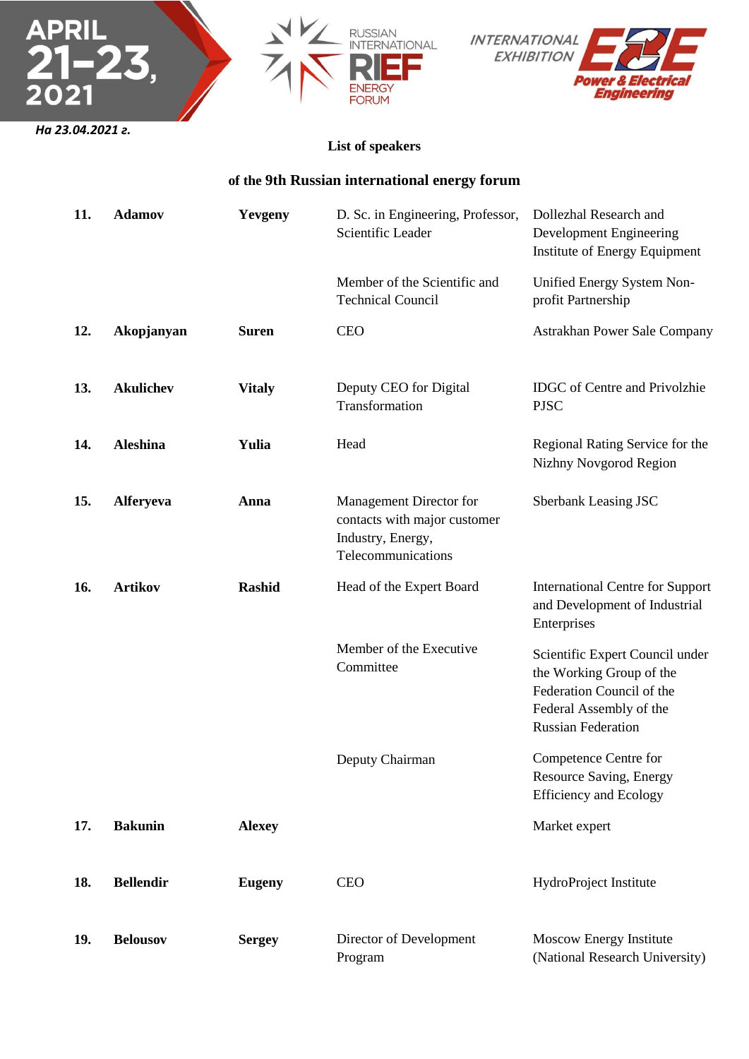На 23.04.2021 г.

**List of speakers**

**of the 9th Russian international energy forum**

| | | | | |
|---|---|---|---|---|
| **11.** | **Adamov** | **Yevgeny** | D. Sc. in Engineering, Professor, Scientific Leader | Dollezhal Research and Development Engineering Institute of Energy Equipment |
| | | | Member of the Scientific and Technical Council | Unified Energy System Non-profit Partnership |
| **12.** | **Akopjanyan** | **Suren** | CEO | Astrakhan Power Sale Company |
| **13.** | **Akulichev** | **Vitaly** | Deputy CEO for Digital Transformation | IDGC of Centre and Privolzhie PJSC |
| **14.** | **Aleshina** | **Yulia** | Head | Regional Rating Service for the Nizhny Novgorod Region |
| **15.** | **Alferyeva** | **Anna** | Management Director for contacts with major customer Industry, Energy, Telecommunications | Sberbank Leasing JSC |
| **16.** | **Artikov** | **Rashid** | Head of the Expert Board | International Centre for Support and Development of Industrial Enterprises |
| | | | Member of the Executive Committee | Scientific Expert Council under the Working Group of the Federation Council of the Federal Assembly of the Russian Federation |
| | | | Deputy Chairman | Competence Centre for Resource Saving, Energy Efficiency and Ecology |
| **17.** | **Bakunin** | **Alexey** | | Market expert |
| **18.** | **Bellendir** | **Eugeny** | CEO | HydroProject Institute |
| **19.** | **Belousov** | **Sergey** | Director of Development Program | Moscow Energy Institute (National Research University) |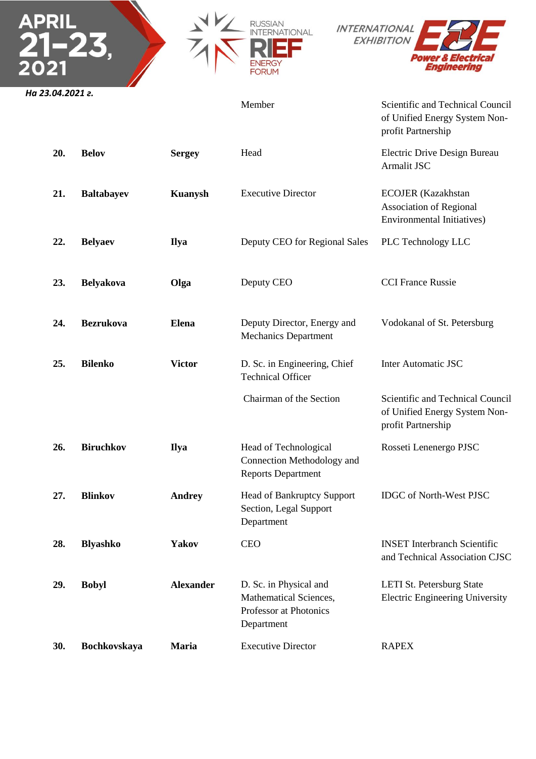| | | | | |
|---|---|---|---|---|
| | | | Member | Scientific and Technical Council of Unified Energy System Non-profit Partnership |
| **20.** | **Belov** | **Sergey** | Head | Electric Drive Design Bureau Armalit JSC |
| **21.** | **Baltabayev** | **Kuanysh** | Executive Director | ECOJER (Kazakhstan Association of Regional Environmental Initiatives) |
| **22.** | **Belyaev** | **Ilya** | Deputy CEO for Regional Sales | PLC Technology LLC |
| **23.** | **Belyakova** | **Olga** | Deputy CEO | CCI France Russie |
| **24.** | **Bezrukova** | **Elena** | Deputy Director, Energy and Mechanics Department | Vodokanal of St. Petersburg |
| **25.** | **Bilenko** | **Victor** | D. Sc. in Engineering, Chief Technical Officer | Inter Automatic JSC |
| | | | Chairman of the Section | Scientific and Technical Council of Unified Energy System Non-profit Partnership |
| **26.** | **Biruchkov** | **Ilya** | Head of Technological Connection Methodology and Reports Department | Rosseti Lenenergo PJSC |
| **27.** | **Blinkov** | **Andrey** | Head of Bankruptcy Support Section, Legal Support Department | IDGC of North-West PJSC |
| **28.** | **Blyashko** | **Yakov** | CEO | INSET Interbranch Scientific and Technical Association CJSC |
| **29.** | **Bobyl** | **Alexander** | D. Sc. in Physical and Mathematical Sciences, Professor at Photonics Department | LETI St. Petersburg State Electric Engineering University |
| **30.** | **Bochkovskaya** | **Maria** | Executive Director | RAPEX |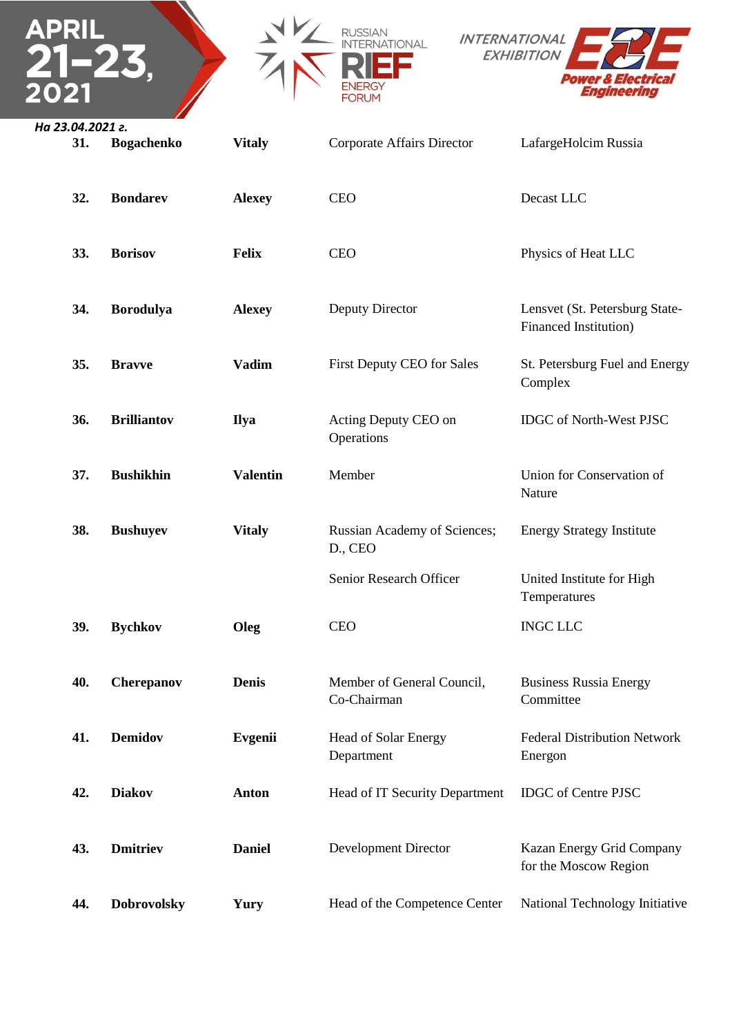*На 23.04.2021 г.*

| | | | | |
|---|---|---|---|---|
| **31.** | **Bogachenko** | **Vitaly** | Corporate Affairs Director | LafargeHolcim Russia |
| **32.** | **Bondarev** | **Alexey** | CEO | Decast LLC |
| **33.** | **Borisov** | **Felix** | CEO | Physics of Heat LLC |
| **34.** | **Borodulya** | **Alexey** | Deputy Director | Lensvet (St. Petersburg State-Financed Institution) |
| **35.** | **Bravve** | **Vadim** | First Deputy CEO for Sales | St. Petersburg Fuel and Energy Complex |
| **36.** | **Brilliantov** | **Ilya** | Acting Deputy CEO on Operations | IDGC of North-West PJSC |
| **37.** | **Bushikhin** | **Valentin** | Member | Union for Conservation of Nature |
| **38.** | **Bushuyev** | **Vitaly** | Russian Academy of Sciences; D., CEO | Energy Strategy Institute |
| | | | Senior Research Officer | United Institute for High Temperatures |
| **39.** | **Bychkov** | **Oleg** | CEO | INGC LLC |
| **40.** | **Cherepanov** | **Denis** | Member of General Council, Co-Chairman | Business Russia Energy Committee |
| **41.** | **Demidov** | **Evgenii** | Head of Solar Energy Department | Federal Distribution Network Energon |
| **42.** | **Diakov** | **Anton** | Head of IT Security Department | IDGC of Centre PJSC |
| **43.** | **Dmitriev** | **Daniel** | Development Director | Kazan Energy Grid Company for the Moscow Region |
| **44.** | **Dobrovolsky** | **Yury** | Head of the Competence Center | National Technology Initiative |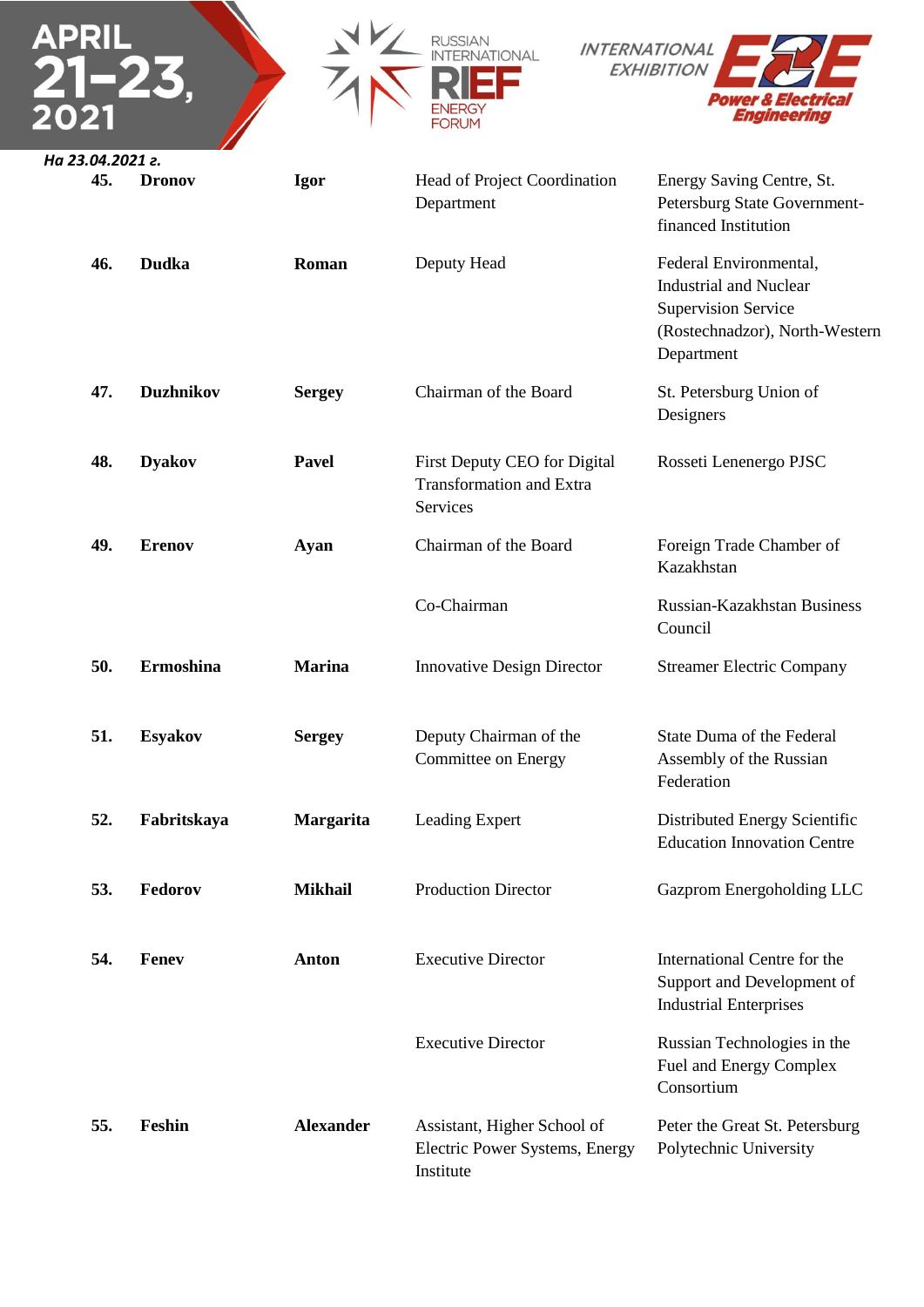*На 23.04.2021 г.*

| No. | Surname | Name | Position | Organization |
|---|---|---|---|---|
| **45.** | **Dronov** | **Igor** | Head of Project Coordination Department | Energy Saving Centre, St. Petersburg State Government-financed Institution |
| **46.** | **Dudka** | **Roman** | Deputy Head | Federal Environmental, Industrial and Nuclear Supervision Service (Rostechnadzor), North-Western Department |
| **47.** | **Duzhnikov** | **Sergey** | Chairman of the Board | St. Petersburg Union of Designers |
| **48.** | **Dyakov** | **Pavel** | First Deputy CEO for Digital Transformation and Extra Services | Rosseti Lenenergo PJSC |
| **49.** | **Erenov** | **Ayan** | Chairman of the Board | Foreign Trade Chamber of Kazakhstan |
| | | | Co-Chairman | Russian-Kazakhstan Business Council |
| **50.** | **Ermoshina** | **Marina** | Innovative Design Director | Streamer Electric Company |
| **51.** | **Esyakov** | **Sergey** | Deputy Chairman of the Committee on Energy | State Duma of the Federal Assembly of the Russian Federation |
| **52.** | **Fabritskaya** | **Margarita** | Leading Expert | Distributed Energy Scientific Education Innovation Centre |
| **53.** | **Fedorov** | **Mikhail** | Production Director | Gazprom Energoholding LLC |
| **54.** | **Fenev** | **Anton** | Executive Director | International Centre for the Support and Development of Industrial Enterprises |
| | | | Executive Director | Russian Technologies in the Fuel and Energy Complex Consortium |
| **55.** | **Feshin** | **Alexander** | Assistant, Higher School of Electric Power Systems, Energy Institute | Peter the Great St. Petersburg Polytechnic University |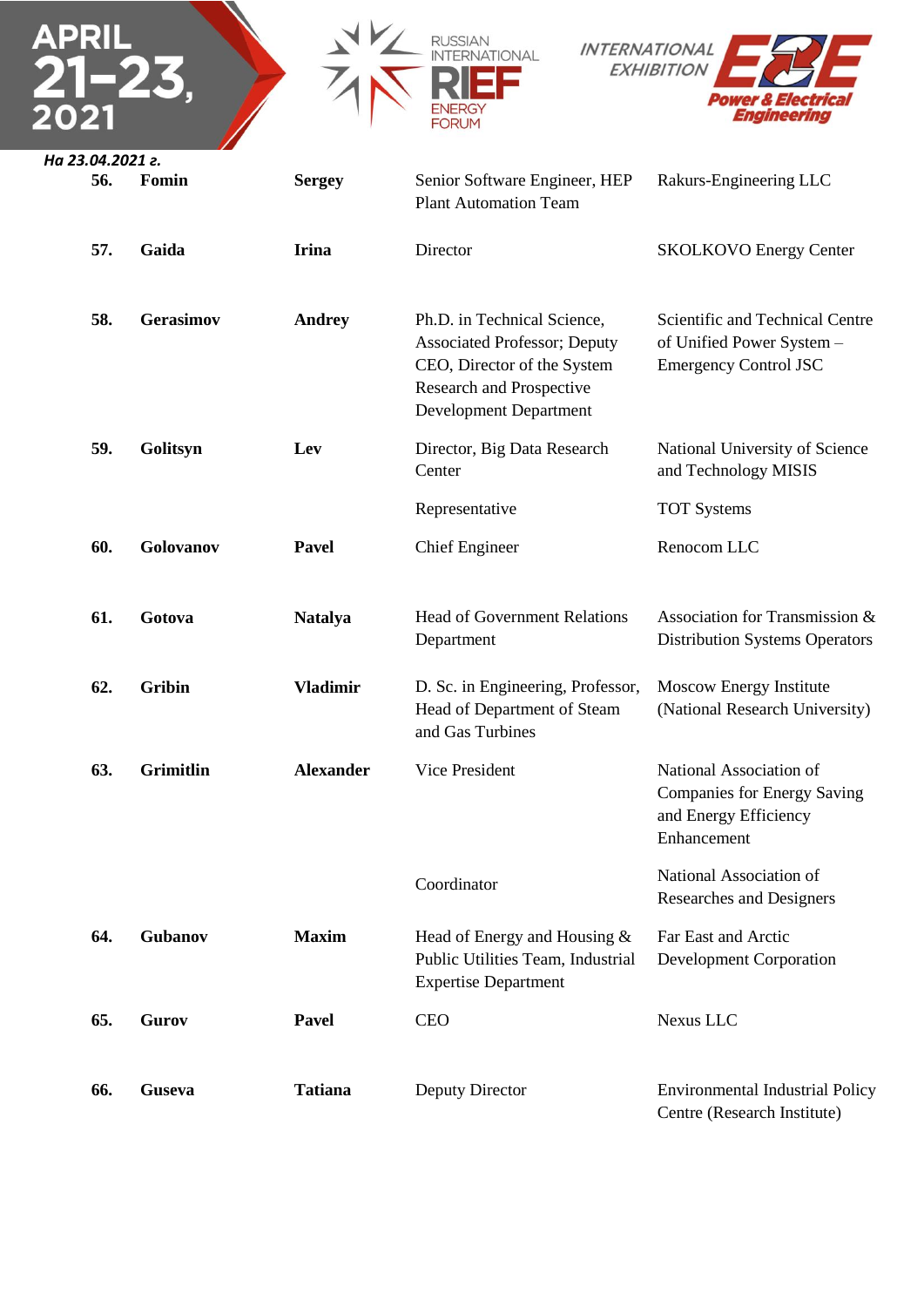*На 23.04.2021 г.*

| | | | | |
|---|---|---|---|---|
| **56.** | **Fomin** | **Sergey** | Senior Software Engineer, HEP Plant Automation Team | Rakurs-Engineering LLC |
| **57.** | **Gaida** | **Irina** | Director | SKOLKOVO Energy Center |
| **58.** | **Gerasimov** | **Andrey** | Ph.D. in Technical Science, Associated Professor; Deputy CEO, Director of the System Research and Prospective Development Department | Scientific and Technical Centre of Unified Power System – Emergency Control JSC |
| **59.** | **Golitsyn** | **Lev** | Director, Big Data Research Center | National University of Science and Technology MISIS |
| | | | Representative | TOT Systems |
| **60.** | **Golovanov** | **Pavel** | Chief Engineer | Renocom LLC |
| **61.** | **Gotova** | **Natalya** | Head of Government Relations Department | Association for Transmission & Distribution Systems Operators |
| **62.** | **Gribin** | **Vladimir** | D. Sc. in Engineering, Professor, Head of Department of Steam and Gas Turbines | Moscow Energy Institute (National Research University) |
| **63.** | **Grimitlin** | **Alexander** | Vice President | National Association of Companies for Energy Saving and Energy Efficiency Enhancement |
| | | | Coordinator | National Association of Researches and Designers |
| **64.** | **Gubanov** | **Maxim** | Head of Energy and Housing & Public Utilities Team, Industrial Expertise Department | Far East and Arctic Development Corporation |
| **65.** | **Gurov** | **Pavel** | CEO | Nexus LLC |
| **66.** | **Guseva** | **Tatiana** | Deputy Director | Environmental Industrial Policy Centre (Research Institute) |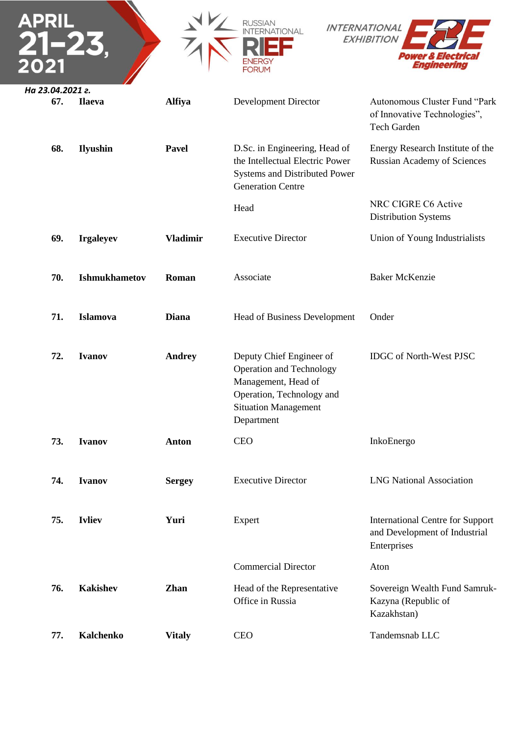*На 23.04.2021 г.*

| | | | | |
|---|---|---|---|---|
| **67.** | **Ilaeva** | **Alfiya** | Development Director | Autonomous Cluster Fund "Park of Innovative Technologies", Tech Garden |
| **68.** | **Ilyushin** | **Pavel** | D.Sc. in Engineering, Head of the Intellectual Electric Power Systems and Distributed Power Generation Centre | Energy Research Institute of the Russian Academy of Sciences |
| | | | Head | NRC CIGRE C6 Active Distribution Systems |
| **69.** | **Irgaleyev** | **Vladimir** | Executive Director | Union of Young Industrialists |
| **70.** | **Ishmukhametov** | **Roman** | Associate | Baker McKenzie |
| **71.** | **Islamova** | **Diana** | Head of Business Development | Onder |
| **72.** | **Ivanov** | **Andrey** | Deputy Chief Engineer of Operation and Technology Management, Head of Operation, Technology and Situation Management Department | IDGC of North-West PJSC |
| **73.** | **Ivanov** | **Anton** | CEO | InkoEnergo |
| **74.** | **Ivanov** | **Sergey** | Executive Director | LNG National Association |
| **75.** | **Ivliev** | **Yuri** | Expert | International Centre for Support and Development of Industrial Enterprises |
| | | | Commercial Director | Aton |
| **76.** | **Kakishev** | **Zhan** | Head of the Representative Office in Russia | Sovereign Wealth Fund Samruk-Kazyna (Republic of Kazakhstan) |
| **77.** | **Kalchenko** | **Vitaly** | CEO | Tandemsnab LLC |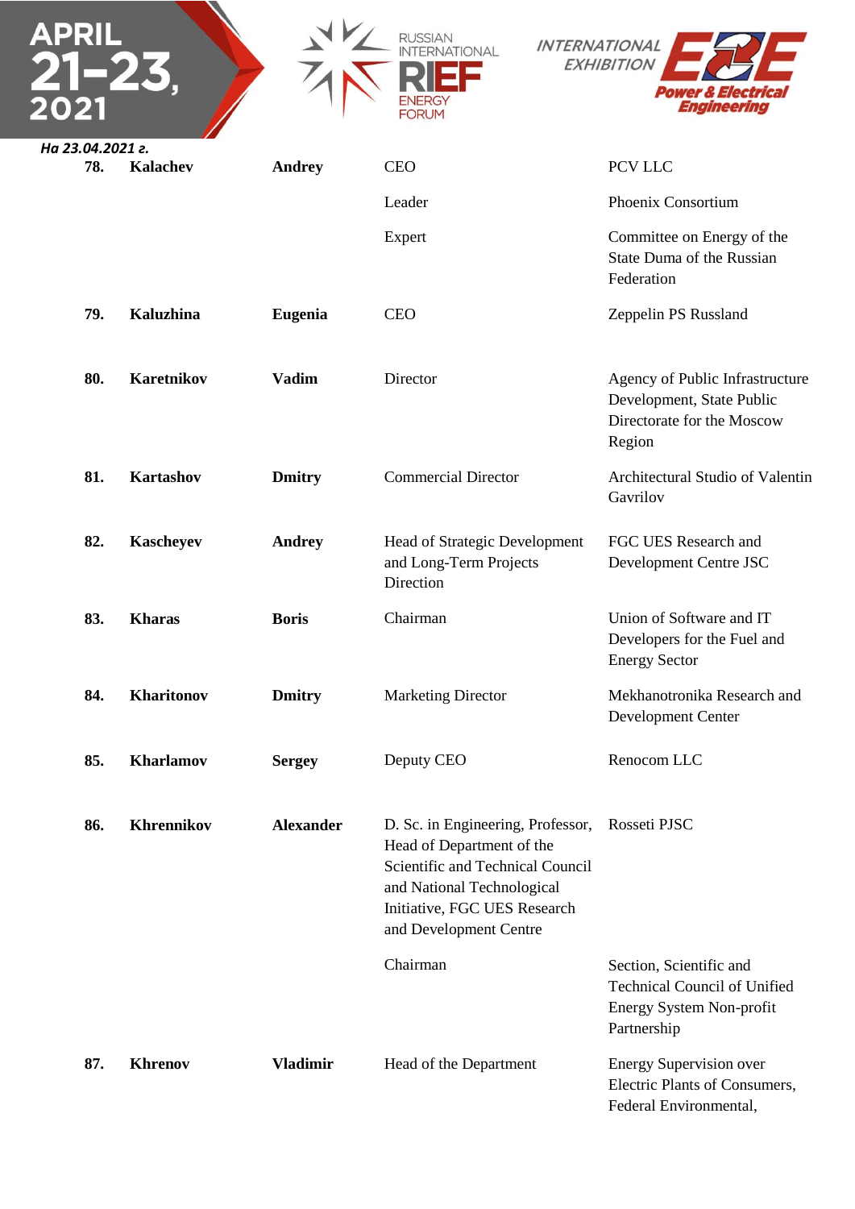*На 23.04.2021 г.*

| | | | | |
|---|---|---|---|---|
| **78.** | **Kalachev** | **Andrey** | CEO | PCV LLC |
| | | | Leader | Phoenix Consortium |
| | | | Expert | Committee on Energy of the State Duma of the Russian Federation |
| **79.** | **Kaluzhina** | **Eugenia** | CEO | Zeppelin PS Russland |
| **80.** | **Karetnikov** | **Vadim** | Director | Agency of Public Infrastructure Development, State Public Directorate for the Moscow Region |
| **81.** | **Kartashov** | **Dmitry** | Commercial Director | Architectural Studio of Valentin Gavrilov |
| **82.** | **Kascheyev** | **Andrey** | Head of Strategic Development and Long-Term Projects Direction | FGC UES Research and Development Centre JSC |
| **83.** | **Kharas** | **Boris** | Chairman | Union of Software and IT Developers for the Fuel and Energy Sector |
| **84.** | **Kharitonov** | **Dmitry** | Marketing Director | Mekhanotronika Research and Development Center |
| **85.** | **Kharlamov** | **Sergey** | Deputy CEO | Renocom LLC |
| **86.** | **Khrennikov** | **Alexander** | D. Sc. in Engineering, Professor, Head of Department of the Scientific and Technical Council and National Technological Initiative, FGC UES Research and Development Centre | Rosseti PJSC |
| | | | Chairman | Section, Scientific and Technical Council of Unified Energy System Non-profit Partnership |
| **87.** | **Khrenov** | **Vladimir** | Head of the Department | Energy Supervision over Electric Plants of Consumers, Federal Environmental, |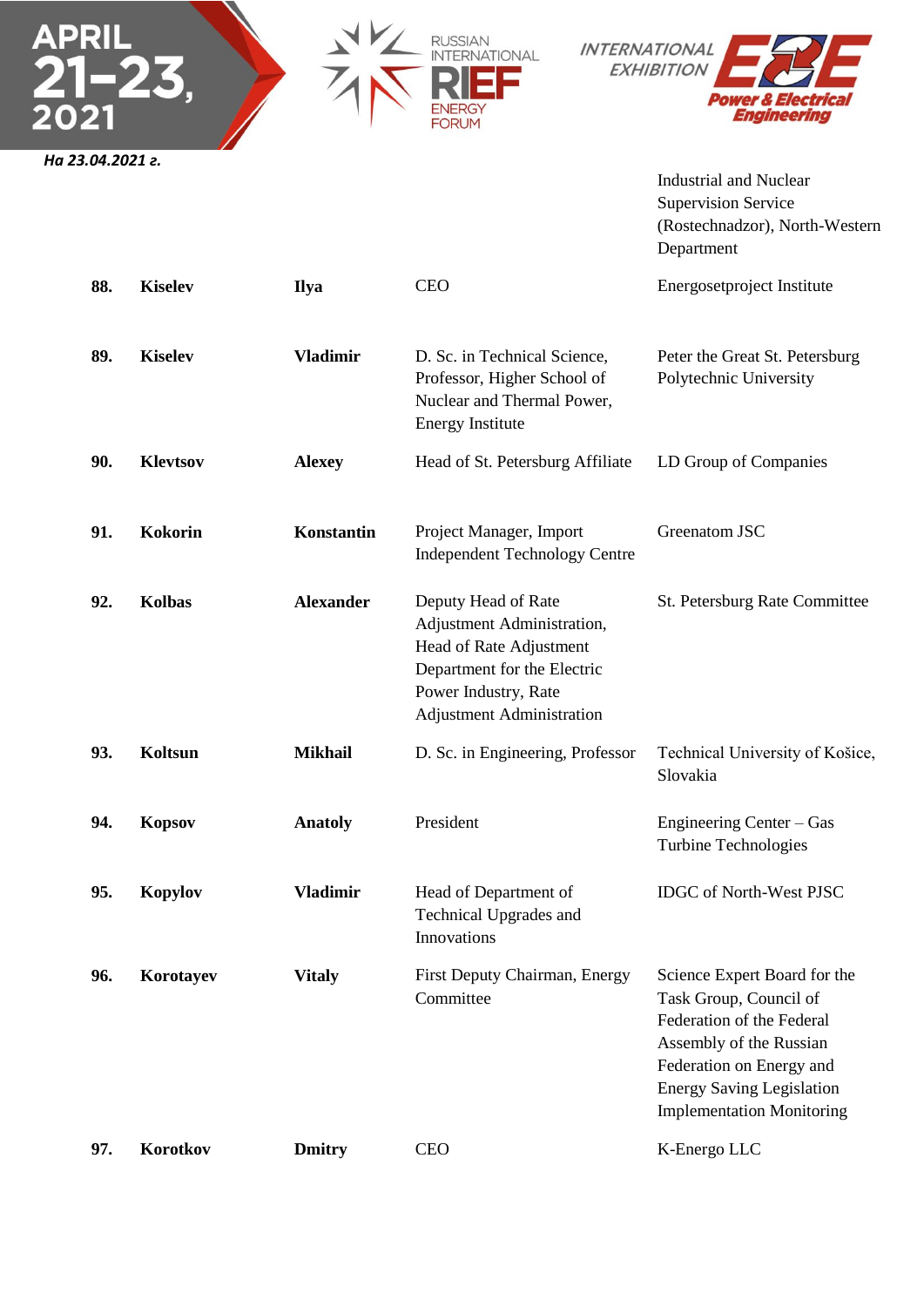| | | | | Industrial and Nuclear Supervision Service (Rostechnadzor), North-Western Department |
|---|---|---|---|---|
| **88.** | **Kiselev** | **Ilya** | CEO | Energosetproject Institute |
| **89.** | **Kiselev** | **Vladimir** | D. Sc. in Technical Science, Professor, Higher School of Nuclear and Thermal Power, Energy Institute | Peter the Great St. Petersburg Polytechnic University |
| **90.** | **Klevtsov** | **Alexey** | Head of St. Petersburg Affiliate | LD Group of Companies |
| **91.** | **Kokorin** | **Konstantin** | Project Manager, Import Independent Technology Centre | Greenatom JSC |
| **92.** | **Kolbas** | **Alexander** | Deputy Head of Rate Adjustment Administration, Head of Rate Adjustment Department for the Electric Power Industry, Rate Adjustment Administration | St. Petersburg Rate Committee |
| **93.** | **Koltsun** | **Mikhail** | D. Sc. in Engineering, Professor | Technical University of Košice, Slovakia |
| **94.** | **Kopsov** | **Anatoly** | President | Engineering Center – Gas Turbine Technologies |
| **95.** | **Kopylov** | **Vladimir** | Head of Department of Technical Upgrades and Innovations | IDGC of North-West PJSC |
| **96.** | **Korotayev** | **Vitaly** | First Deputy Chairman, Energy Committee | Science Expert Board for the Task Group, Council of Federation of the Federal Assembly of the Russian Federation on Energy and Energy Saving Legislation Implementation Monitoring |
| **97.** | **Korotkov** | **Dmitry** | CEO | K-Energo LLC |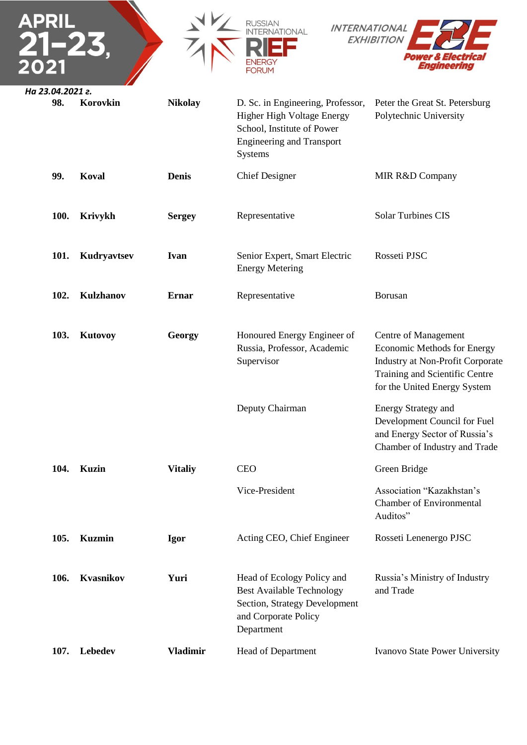*На 23.04.2021 г.*

| | | | | |
|---|---|---|---|---|
| **98.** | **Korovkin** | **Nikolay** | D. Sc. in Engineering, Professor, Higher High Voltage Energy School, Institute of Power Engineering and Transport Systems | Peter the Great St. Petersburg Polytechnic University |
| **99.** | **Koval** | **Denis** | Chief Designer | MIR R&D Company |
| **100.** | **Krivykh** | **Sergey** | Representative | Solar Turbines CIS |
| **101.** | **Kudryavtsev** | **Ivan** | Senior Expert, Smart Electric Energy Metering | Rosseti PJSC |
| **102.** | **Kulzhanov** | **Ernar** | Representative | Borusan |
| **103.** | **Kutovoy** | **Georgy** | Honoured Energy Engineer of Russia, Professor, Academic Supervisor | Centre of Management Economic Methods for Energy Industry at Non-Profit Corporate Training and Scientific Centre for the United Energy System |
| | | | Deputy Chairman | Energy Strategy and Development Council for Fuel and Energy Sector of Russia's Chamber of Industry and Trade |
| **104.** | **Kuzin** | **Vitaliy** | CEO | Green Bridge |
| | | | Vice-President | Association "Kazakhstan's Chamber of Environmental Auditos" |
| **105.** | **Kuzmin** | **Igor** | Acting CEO, Chief Engineer | Rosseti Lenenergo PJSC |
| **106.** | **Kvasnikov** | **Yuri** | Head of Ecology Policy and Best Available Technology Section, Strategy Development and Corporate Policy Department | Russia's Ministry of Industry and Trade |
| **107.** | **Lebedev** | **Vladimir** | Head of Department | Ivanovo State Power University |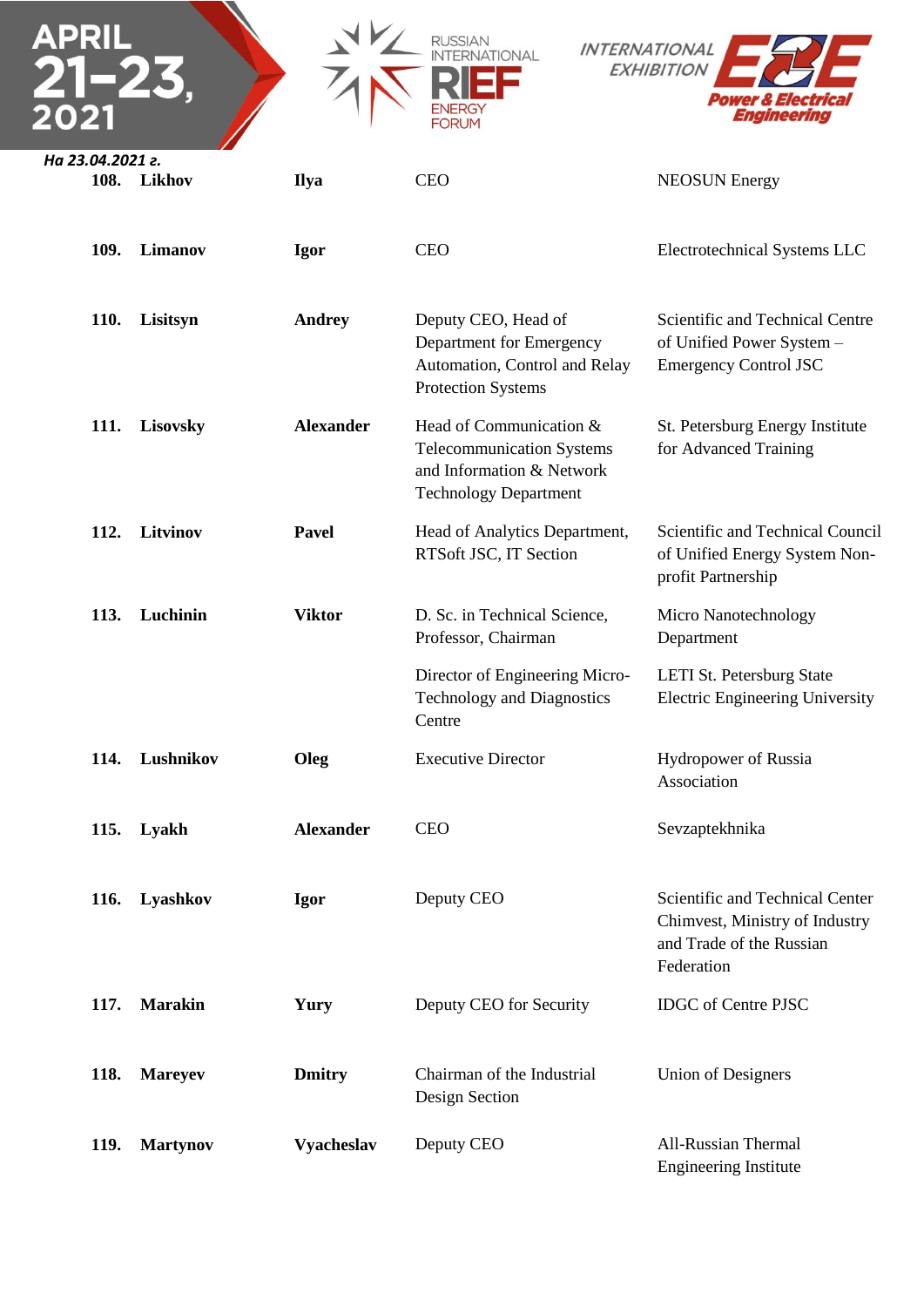*На 23.04.2021 г.*

| | | | | |
|---|---|---|---|---|
| **108.** | **Likhov** | **Ilya** | CEO | NEOSUN Energy |
| **109.** | **Limanov** | **Igor** | CEO | Electrotechnical Systems LLC |
| **110.** | **Lisitsyn** | **Andrey** | Deputy CEO, Head of Department for Emergency Automation, Control and Relay Protection Systems | Scientific and Technical Centre of Unified Power System – Emergency Control JSC |
| **111.** | **Lisovsky** | **Alexander** | Head of Communication & Telecommunication Systems and Information & Network Technology Department | St. Petersburg Energy Institute for Advanced Training |
| **112.** | **Litvinov** | **Pavel** | Head of Analytics Department, RTSoft JSC, IT Section | Scientific and Technical Council of Unified Energy System Non-profit Partnership |
| **113.** | **Luchinin** | **Viktor** | D. Sc. in Technical Science, Professor, Chairman | Micro Nanotechnology Department |
| | | | Director of Engineering Micro-Technology and Diagnostics Centre | LETI St. Petersburg State Electric Engineering University |
| **114.** | **Lushnikov** | **Oleg** | Executive Director | Hydropower of Russia Association |
| **115.** | **Lyakh** | **Alexander** | CEO | Sevzaptekhnika |
| **116.** | **Lyashkov** | **Igor** | Deputy CEO | Scientific and Technical Center Chimvest, Ministry of Industry and Trade of the Russian Federation |
| **117.** | **Marakin** | **Yury** | Deputy CEO for Security | IDGC of Centre PJSC |
| **118.** | **Mareyev** | **Dmitry** | Chairman of the Industrial Design Section | Union of Designers |
| **119.** | **Martynov** | **Vyacheslav** | Deputy CEO | All-Russian Thermal Engineering Institute |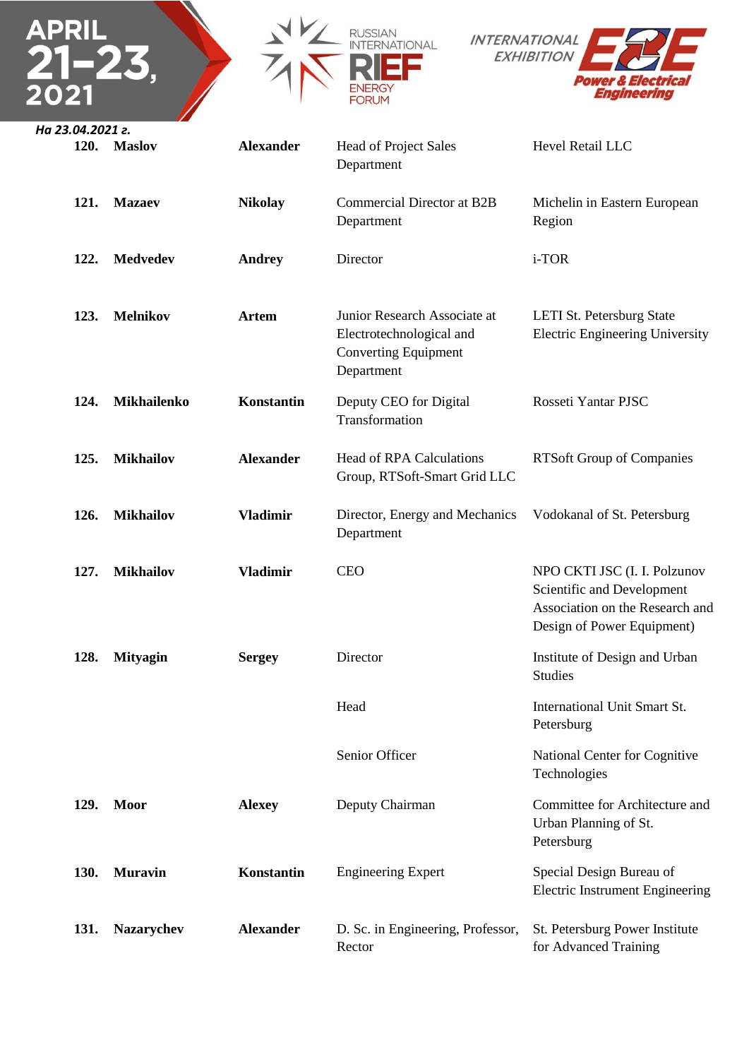*На 23.04.2021 г.*

| | | | | |
|---|---|---|---|---|
| **120.** | **Maslov** | **Alexander** | Head of Project Sales Department | Hevel Retail LLC |
| **121.** | **Mazaev** | **Nikolay** | Commercial Director at B2B Department | Michelin in Eastern European Region |
| **122.** | **Medvedev** | **Andrey** | Director | i-TOR |
| **123.** | **Melnikov** | **Artem** | Junior Research Associate at Electrotechnological and Converting Equipment Department | LETI St. Petersburg State Electric Engineering University |
| **124.** | **Mikhailenko** | **Konstantin** | Deputy CEO for Digital Transformation | Rosseti Yantar PJSC |
| **125.** | **Mikhailov** | **Alexander** | Head of RPA Calculations Group, RTSoft-Smart Grid LLC | RTSoft Group of Companies |
| **126.** | **Mikhailov** | **Vladimir** | Director, Energy and Mechanics Department | Vodokanal of St. Petersburg |
| **127.** | **Mikhailov** | **Vladimir** | CEO | NPO CKTI JSC (I. I. Polzunov Scientific and Development Association on the Research and Design of Power Equipment) |
| **128.** | **Mityagin** | **Sergey** | Director | Institute of Design and Urban Studies |
| | | | Head | International Unit Smart St. Petersburg |
| | | | Senior Officer | National Center for Cognitive Technologies |
| **129.** | **Moor** | **Alexey** | Deputy Chairman | Committee for Architecture and Urban Planning of St. Petersburg |
| **130.** | **Muravin** | **Konstantin** | Engineering Expert | Special Design Bureau of Electric Instrument Engineering |
| **131.** | **Nazarychev** | **Alexander** | D. Sc. in Engineering, Professor, Rector | St. Petersburg Power Institute for Advanced Training |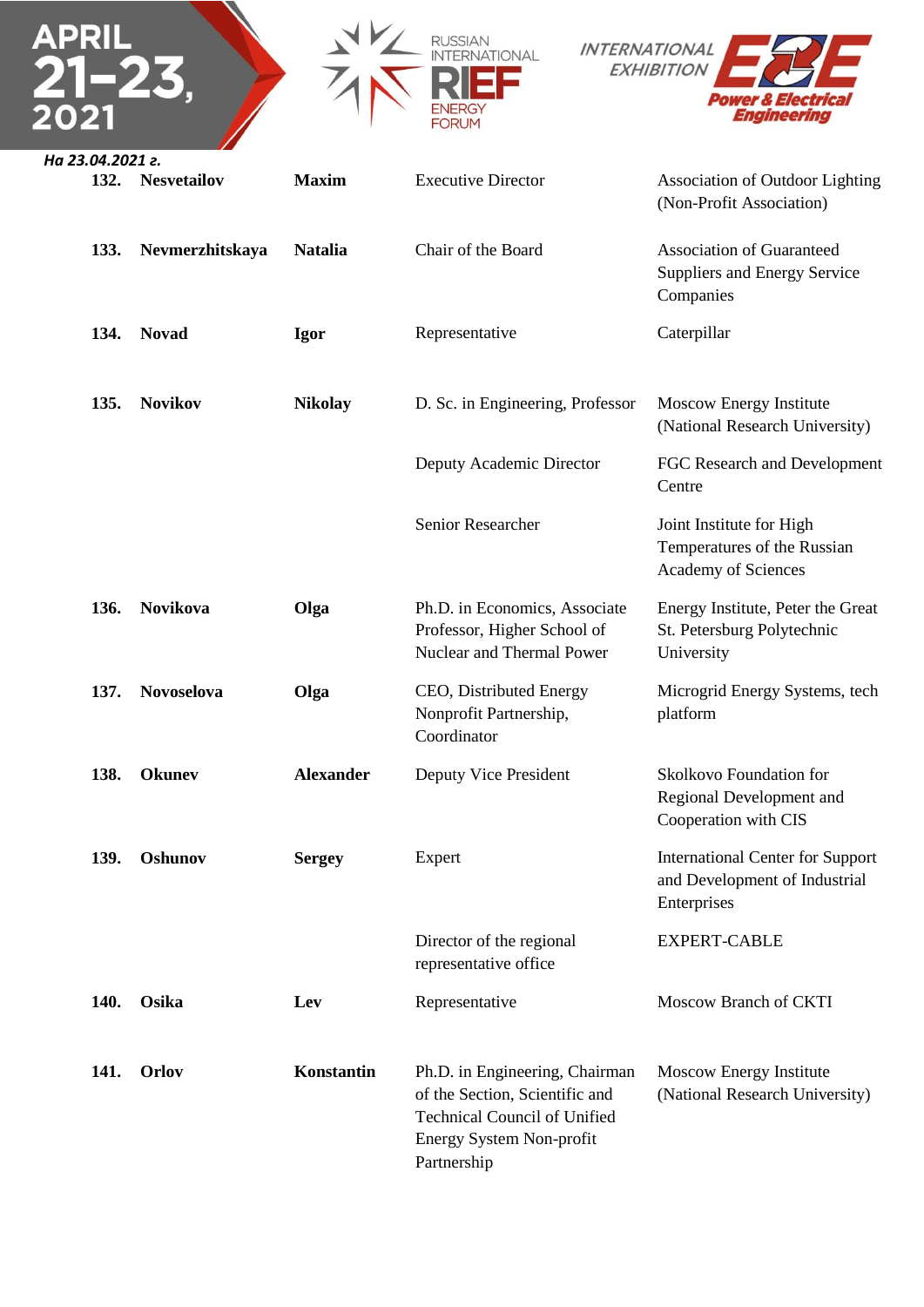*На 23.04.2021 г.*

| | | | | |
|---|---|---|---|---|
| **132.** | **Nesvetailov** | **Maxim** | Executive Director | Association of Outdoor Lighting (Non-Profit Association) |
| **133.** | **Nevmerzhitskaya** | **Natalia** | Chair of the Board | Association of Guaranteed Suppliers and Energy Service Companies |
| **134.** | **Novad** | **Igor** | Representative | Caterpillar |
| **135.** | **Novikov** | **Nikolay** | D. Sc. in Engineering, Professor | Moscow Energy Institute (National Research University) |
| | | | Deputy Academic Director | FGC Research and Development Centre |
| | | | Senior Researcher | Joint Institute for High Temperatures of the Russian Academy of Sciences |
| **136.** | **Novikova** | **Olga** | Ph.D. in Economics, Associate Professor, Higher School of Nuclear and Thermal Power | Energy Institute, Peter the Great St. Petersburg Polytechnic University |
| **137.** | **Novoselova** | **Olga** | CEO, Distributed Energy Nonprofit Partnership, Coordinator | Microgrid Energy Systems, tech platform |
| **138.** | **Okunev** | **Alexander** | Deputy Vice President | Skolkovo Foundation for Regional Development and Cooperation with CIS |
| **139.** | **Oshunov** | **Sergey** | Expert | International Center for Support and Development of Industrial Enterprises |
| | | | Director of the regional representative office | EXPERT-CABLE |
| **140.** | **Osika** | **Lev** | Representative | Moscow Branch of CKTI |
| **141.** | **Orlov** | **Konstantin** | Ph.D. in Engineering, Chairman of the Section, Scientific and Technical Council of Unified Energy System Non-profit Partnership | Moscow Energy Institute (National Research University) |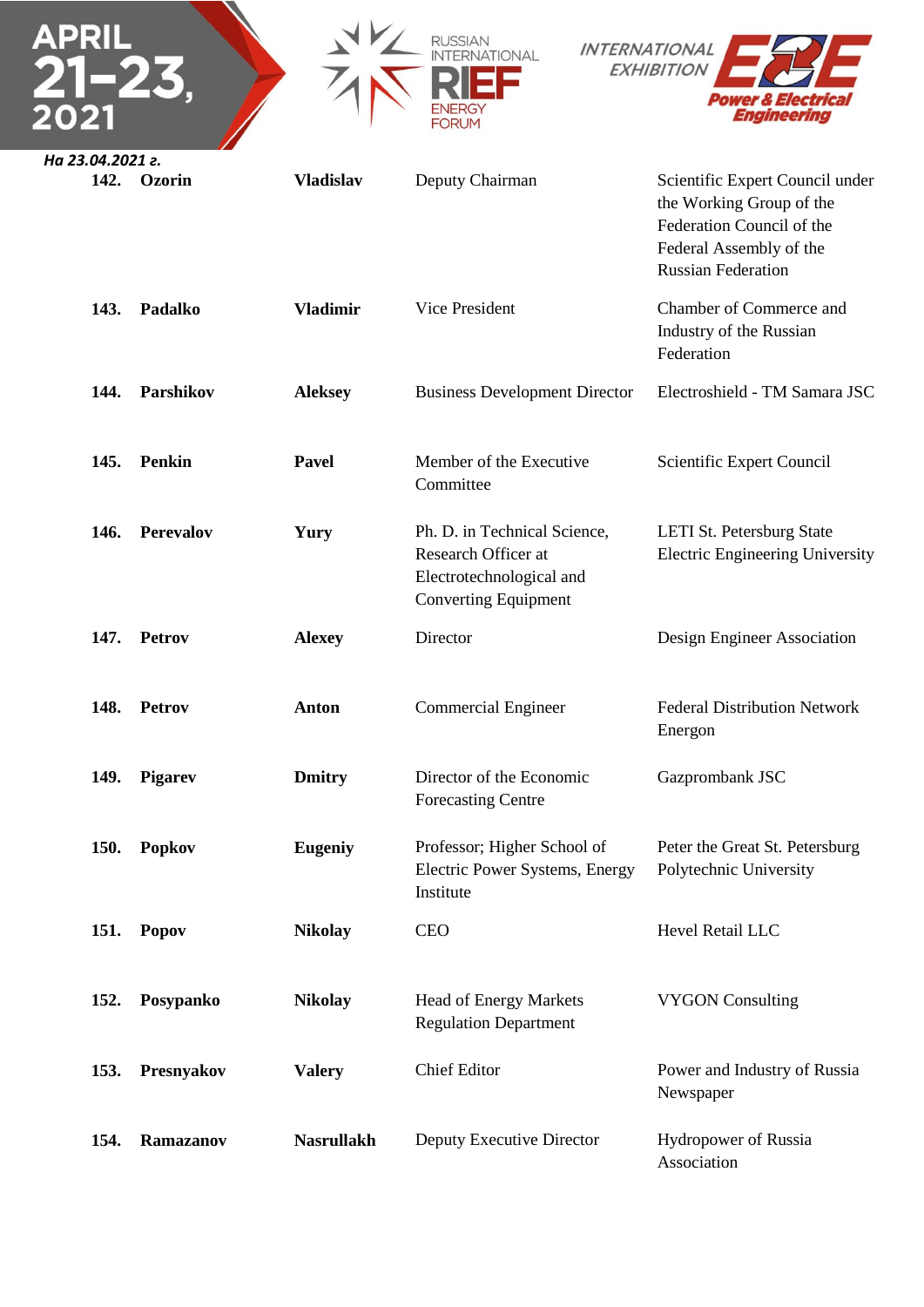*На 23.04.2021 г.*

| | | | | |
|---|---|---|---|---|
| 142. | **Ozorin** | **Vladislav** | Deputy Chairman | Scientific Expert Council under the Working Group of the Federation Council of the Federal Assembly of the Russian Federation |
| 143. | **Padalko** | **Vladimir** | Vice President | Chamber of Commerce and Industry of the Russian Federation |
| 144. | **Parshikov** | **Aleksey** | Business Development Director | Electroshield - TM Samara JSC |
| 145. | **Penkin** | **Pavel** | Member of the Executive Committee | Scientific Expert Council |
| 146. | **Perevalov** | **Yury** | Ph. D. in Technical Science, Research Officer at Electrotechnological and Converting Equipment | LETI St. Petersburg State Electric Engineering University |
| 147. | **Petrov** | **Alexey** | Director | Design Engineer Association |
| 148. | **Petrov** | **Anton** | Commercial Engineer | Federal Distribution Network Energon |
| 149. | **Pigarev** | **Dmitry** | Director of the Economic Forecasting Centre | Gazprombank JSC |
| 150. | **Popkov** | **Eugeniy** | Professor; Higher School of Electric Power Systems, Energy Institute | Peter the Great St. Petersburg Polytechnic University |
| 151. | **Popov** | **Nikolay** | CEO | Hevel Retail LLC |
| 152. | **Posypanko** | **Nikolay** | Head of Energy Markets Regulation Department | VYGON Consulting |
| 153. | **Presnyakov** | **Valery** | Chief Editor | Power and Industry of Russia Newspaper |
| 154. | **Ramazanov** | **Nasrullakh** | Deputy Executive Director | Hydropower of Russia Association |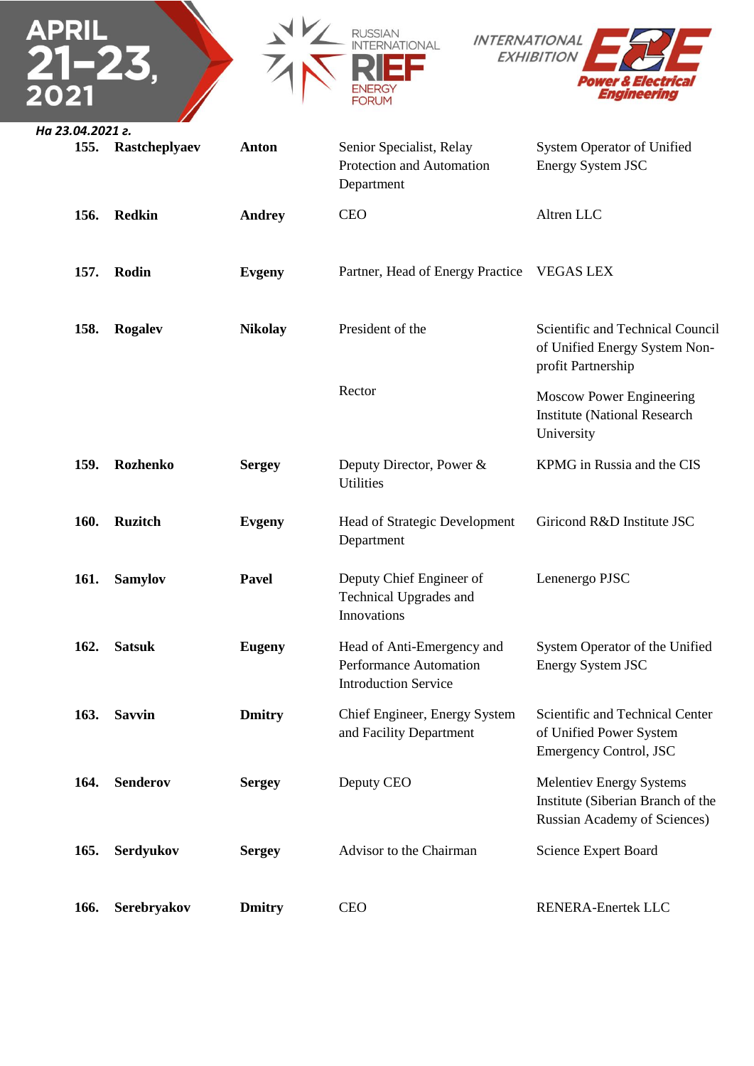*На 23.04.2021 г.*

| | | | | |
|---|---|---|---|---|
| **155.** | **Rastcheplyaev** | **Anton** | Senior Specialist, Relay Protection and Automation Department | System Operator of Unified Energy System JSC |
| **156.** | **Redkin** | **Andrey** | CEO | Altren LLC |
| **157.** | **Rodin** | **Evgeny** | Partner, Head of Energy Practice | VEGAS LEX |
| **158.** | **Rogalev** | **Nikolay** | President of the | Scientific and Technical Council of Unified Energy System Non-profit Partnership |
| | | | Rector | Moscow Power Engineering Institute (National Research University |
| **159.** | **Rozhenko** | **Sergey** | Deputy Director, Power & Utilities | KPMG in Russia and the CIS |
| **160.** | **Ruzitch** | **Evgeny** | Head of Strategic Development Department | Giricond R&D Institute JSC |
| **161.** | **Samylov** | **Pavel** | Deputy Chief Engineer of Technical Upgrades and Innovations | Lenenergo PJSC |
| **162.** | **Satsuk** | **Eugeny** | Head of Anti-Emergency and Performance Automation Introduction Service | System Operator of the Unified Energy System JSC |
| **163.** | **Savvin** | **Dmitry** | Chief Engineer, Energy System and Facility Department | Scientific and Technical Center of Unified Power System Emergency Control, JSC |
| **164.** | **Senderov** | **Sergey** | Deputy CEO | Melentiev Energy Systems Institute (Siberian Branch of the Russian Academy of Sciences) |
| **165.** | **Serdyukov** | **Sergey** | Advisor to the Chairman | Science Expert Board |
| **166.** | **Serebryakov** | **Dmitry** | CEO | RENERA-Enertek LLC |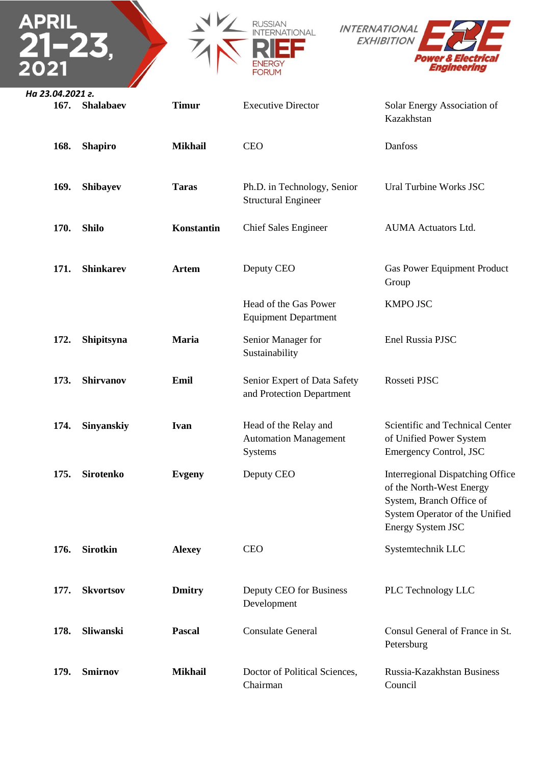*На 23.04.2021 г.*

| | | | | |
|---|---|---|---|---|
| 167. | **Shalabaev** | **Timur** | Executive Director | Solar Energy Association of Kazakhstan |
| 168. | **Shapiro** | **Mikhail** | CEO | Danfoss |
| 169. | **Shibayev** | **Taras** | Ph.D. in Technology, Senior Structural Engineer | Ural Turbine Works JSC |
| 170. | **Shilo** | **Konstantin** | Chief Sales Engineer | AUMA Actuators Ltd. |
| 171. | **Shinkarev** | **Artem** | Deputy CEO | Gas Power Equipment Product Group |
| | | | Head of the Gas Power Equipment Department | KMPO JSC |
| 172. | **Shipitsyna** | **Maria** | Senior Manager for Sustainability | Enel Russia PJSC |
| 173. | **Shirvanov** | **Emil** | Senior Expert of Data Safety and Protection Department | Rosseti PJSC |
| 174. | **Sinyanskiy** | **Ivan** | Head of the Relay and Automation Management Systems | Scientific and Technical Center of Unified Power System Emergency Control, JSC |
| 175. | **Sirotenko** | **Evgeny** | Deputy CEO | Interregional Dispatching Office of the North-West Energy System, Branch Office of System Operator of the Unified Energy System JSC |
| 176. | **Sirotkin** | **Alexey** | CEO | Systemtechnik LLC |
| 177. | **Skvortsov** | **Dmitry** | Deputy CEO for Business Development | PLC Technology LLC |
| 178. | **Sliwanski** | **Pascal** | Consulate General | Consul General of France in St. Petersburg |
| 179. | **Smirnov** | **Mikhail** | Doctor of Political Sciences, Chairman | Russia-Kazakhstan Business Council |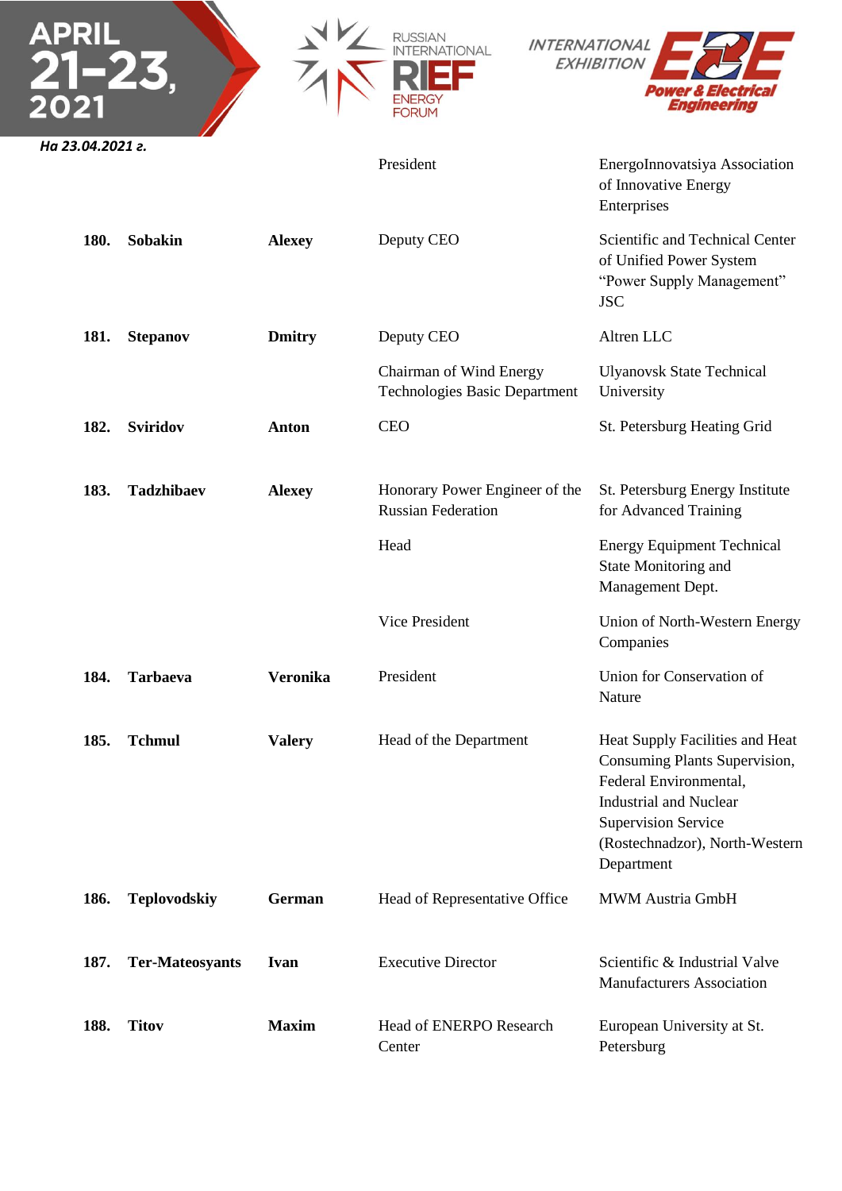| | | | | |
|---|---|---|---|---|
| | | | President | EnergoInnovatsiya Association of Innovative Energy Enterprises |
| **180.** | **Sobakin** | **Alexey** | Deputy CEO | Scientific and Technical Center of Unified Power System "Power Supply Management" JSC |
| **181.** | **Stepanov** | **Dmitry** | Deputy CEO | Altren LLC |
| | | | Chairman of Wind Energy Technologies Basic Department | Ulyanovsk State Technical University |
| **182.** | **Sviridov** | **Anton** | CEO | St. Petersburg Heating Grid |
| **183.** | **Tadzhibaev** | **Alexey** | Honorary Power Engineer of the Russian Federation | St. Petersburg Energy Institute for Advanced Training |
| | | | Head | Energy Equipment Technical State Monitoring and Management Dept. |
| | | | Vice President | Union of North-Western Energy Companies |
| **184.** | **Tarbaeva** | **Veronika** | President | Union for Conservation of Nature |
| **185.** | **Tchmul** | **Valery** | Head of the Department | Heat Supply Facilities and Heat Consuming Plants Supervision, Federal Environmental, Industrial and Nuclear Supervision Service (Rostechnadzor), North-Western Department |
| **186.** | **Teplovodskiy** | **German** | Head of Representative Office | MWM Austria GmbH |
| **187.** | **Ter-Mateosyants** | **Ivan** | Executive Director | Scientific & Industrial Valve Manufacturers Association |
| **188.** | **Titov** | **Maxim** | Head of ENERPO Research Center | European University at St. Petersburg |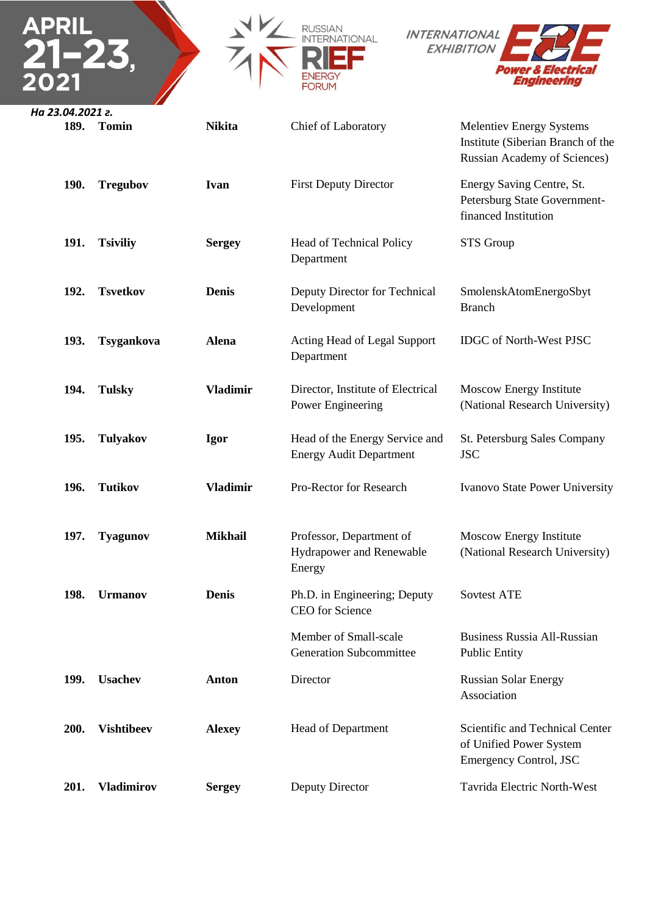*На 23.04.2021 г.*

| | | | | |
|---|---|---|---|---|
| **189.** | **Tomin** | **Nikita** | Chief of Laboratory | Melentiev Energy Systems Institute (Siberian Branch of the Russian Academy of Sciences) |
| **190.** | **Tregubov** | **Ivan** | First Deputy Director | Energy Saving Centre, St. Petersburg State Government-financed Institution |
| **191.** | **Tsiviliy** | **Sergey** | Head of Technical Policy Department | STS Group |
| **192.** | **Tsvetkov** | **Denis** | Deputy Director for Technical Development | SmolenskAtomEnergoSbyt Branch |
| **193.** | **Tsygankova** | **Alena** | Acting Head of Legal Support Department | IDGC of North-West PJSC |
| **194.** | **Tulsky** | **Vladimir** | Director, Institute of Electrical Power Engineering | Moscow Energy Institute (National Research University) |
| **195.** | **Tulyakov** | **Igor** | Head of the Energy Service and Energy Audit Department | St. Petersburg Sales Company JSC |
| **196.** | **Tutikov** | **Vladimir** | Pro-Rector for Research | Ivanovo State Power University |
| **197.** | **Tyagunov** | **Mikhail** | Professor, Department of Hydrapower and Renewable Energy | Moscow Energy Institute (National Research University) |
| **198.** | **Urmanov** | **Denis** | Ph.D. in Engineering; Deputy CEO for Science | Sovtest ATE |
| | | | Member of Small-scale Generation Subcommittee | Business Russia All-Russian Public Entity |
| **199.** | **Usachev** | **Anton** | Director | Russian Solar Energy Association |
| **200.** | **Vishtibeev** | **Alexey** | Head of Department | Scientific and Technical Center of Unified Power System Emergency Control, JSC |
| **201.** | **Vladimirov** | **Sergey** | Deputy Director | Tavrida Electric North-West |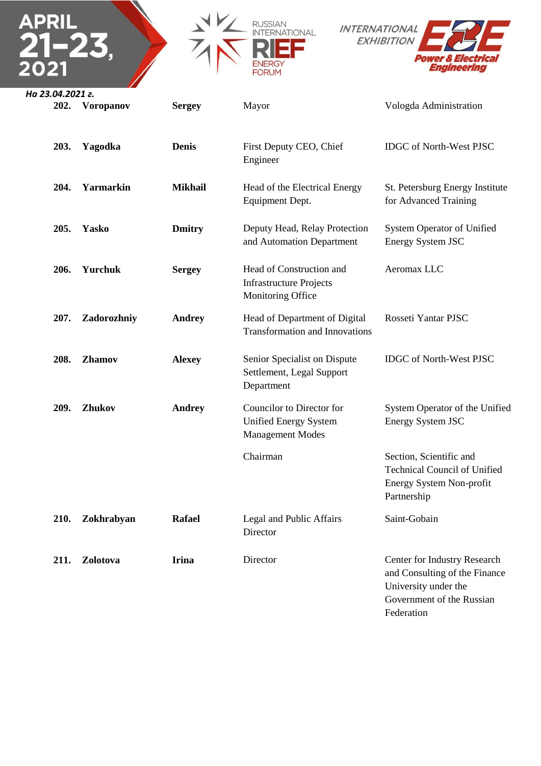*На 23.04.2021 г.*

| | | | | |
|---|---|---|---|---|
| **202.** | **Voropanov** | **Sergey** | Mayor | Vologda Administration |
| **203.** | **Yagodka** | **Denis** | First Deputy CEO, Chief Engineer | IDGC of North-West PJSC |
| **204.** | **Yarmarkin** | **Mikhail** | Head of the Electrical Energy Equipment Dept. | St. Petersburg Energy Institute for Advanced Training |
| **205.** | **Yasko** | **Dmitry** | Deputy Head, Relay Protection and Automation Department | System Operator of Unified Energy System JSC |
| **206.** | **Yurchuk** | **Sergey** | Head of Construction and Infrastructure Projects Monitoring Office | Aeromax LLC |
| **207.** | **Zadorozhniy** | **Andrey** | Head of Department of Digital Transformation and Innovations | Rosseti Yantar PJSC |
| **208.** | **Zhamov** | **Alexey** | Senior Specialist on Dispute Settlement, Legal Support Department | IDGC of North-West PJSC |
| **209.** | **Zhukov** | **Andrey** | Councilor to Director for Unified Energy System Management Modes | System Operator of the Unified Energy System JSC |
| | | | Chairman | Section, Scientific and Technical Council of Unified Energy System Non-profit Partnership |
| **210.** | **Zokhrabyan** | **Rafael** | Legal and Public Affairs Director | Saint-Gobain |
| **211.** | **Zolotova** | **Irina** | Director | Center for Industry Research and Consulting of the Finance University under the Government of the Russian Federation |